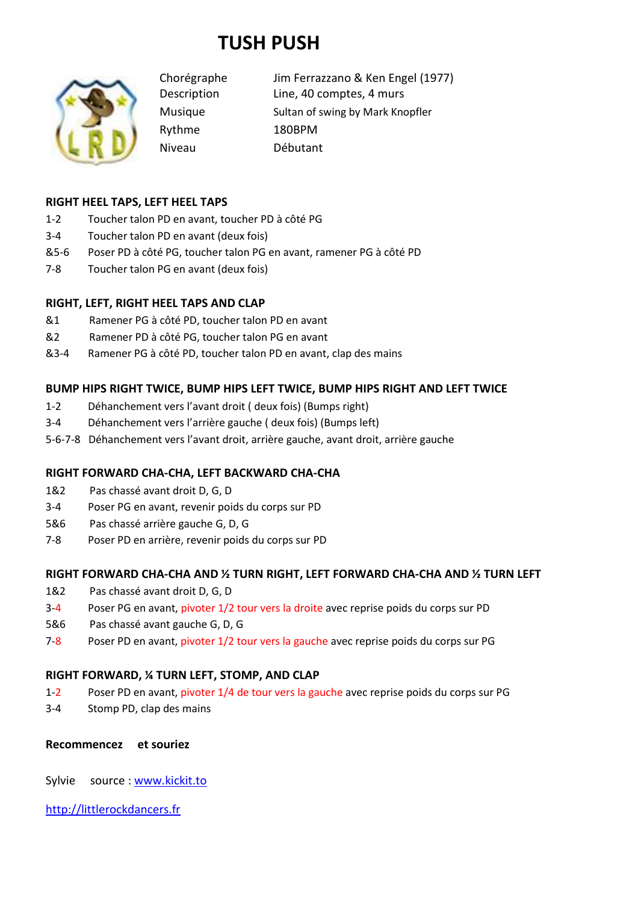# TUSH PUSH

| | |
|---|---|
| Chorégraphe | Jim Ferrazzano & Ken Engel (1977) |
| Description | Line, 40 comptes, 4 murs |
| Musique | Sultan of swing by Mark Knopfler |
| Rythme | 180BPM |
| Niveau | Débutant |

**RIGHT HEEL TAPS, LEFT HEEL TAPS**

1-2 Toucher talon PD en avant, toucher PD à côté PG
3-4 Toucher talon PD en avant (deux fois)
&5-6 Poser PD à côté PG, toucher talon PG en avant, ramener PG à côté PD
7-8 Toucher talon PG en avant (deux fois)

**RIGHT, LEFT, RIGHT HEEL TAPS AND CLAP**

&1 Ramener PG à côté PD, toucher talon PD en avant
&2 Ramener PD à côté PG, toucher talon PG en avant
&3-4 Ramener PG à côté PD, toucher talon PD en avant, clap des mains

**BUMP HIPS RIGHT TWICE, BUMP HIPS LEFT TWICE, BUMP HIPS RIGHT AND LEFT TWICE**

1-2 Déhanchement vers l'avant droit ( deux fois) (Bumps right)
3-4 Déhanchement vers l'arrière gauche ( deux fois) (Bumps left)
5-6-7-8 Déhanchement vers l'avant droit, arrière gauche, avant droit, arrière gauche

**RIGHT FORWARD CHA-CHA, LEFT BACKWARD CHA-CHA**

1&2 Pas chassé avant droit D, G, D
3-4 Poser PG en avant, revenir poids du corps sur PD
5&6 Pas chassé arrière gauche G, D, G
7-8 Poser PD en arrière, revenir poids du corps sur PD

**RIGHT FORWARD CHA-CHA AND ½ TURN RIGHT, LEFT FORWARD CHA-CHA AND ½ TURN LEFT**

1&2 Pas chassé avant droit D, G, D
3-4 Poser PG en avant, pivoter 1/2 tour vers la droite avec reprise poids du corps sur PD
5&6 Pas chassé avant gauche G, D, G
7-8 Poser PD en avant, pivoter 1/2 tour vers la gauche avec reprise poids du corps sur PG

**RIGHT FORWARD, ¼ TURN LEFT, STOMP, AND CLAP**

1-2 Poser PD en avant, pivoter 1/4 de tour vers la gauche avec reprise poids du corps sur PG
3-4 Stomp PD, clap des mains

**Recommencez et souriez**

Sylvie source : www.kickit.to

http://littlerockdancers.fr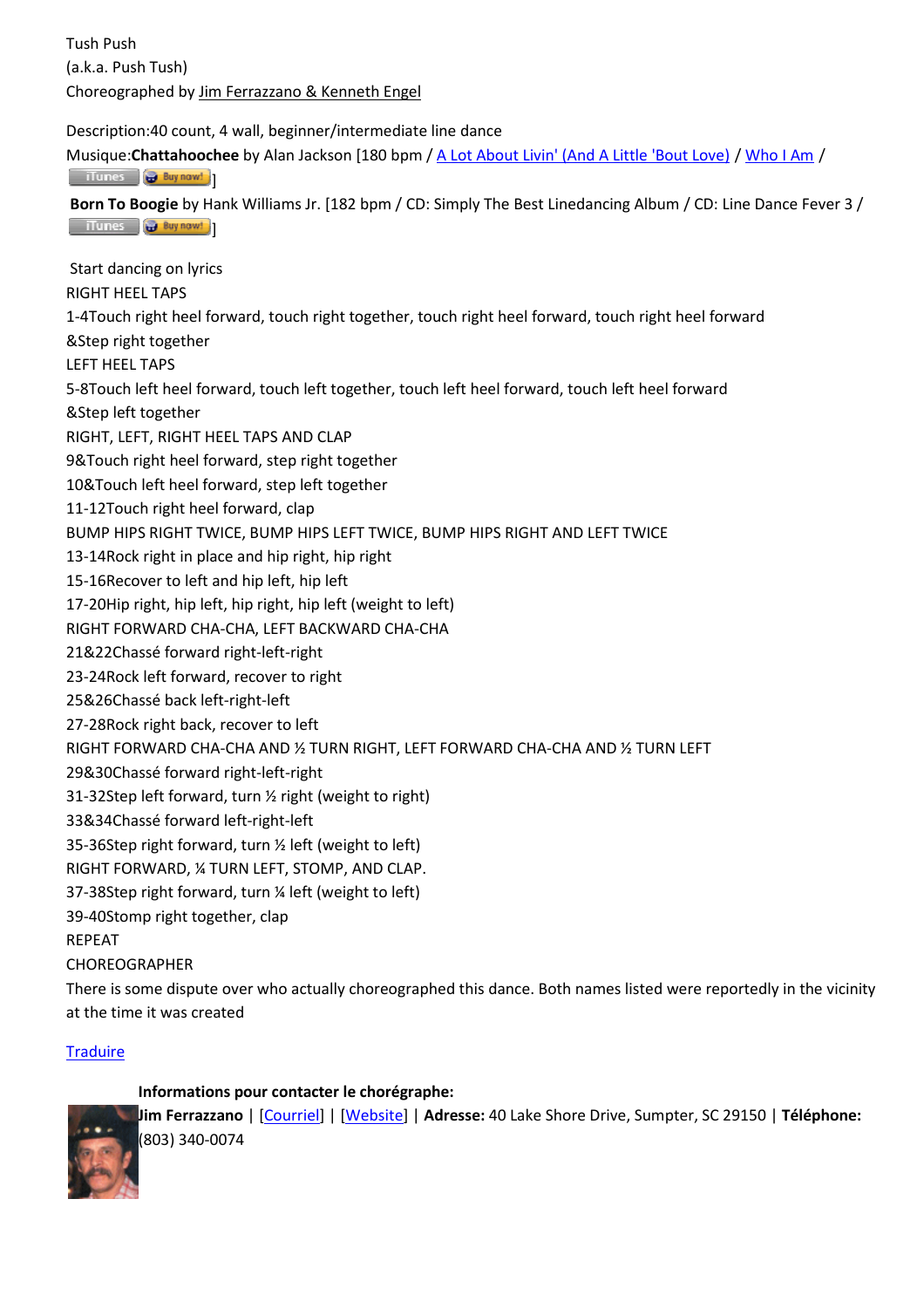Tush Push

(a.k.a. Push Tush)

Choreographed by Jim Ferrazzano & Kenneth Engel

Description:40 count, 4 wall, beginner/intermediate line dance

Musique:**Chattahoochee** by Alan Jackson [180 bpm / A Lot About Livin' (And A Little 'Bout Love) / Who I Am / ]

**Born To Boogie** by Hank Williams Jr. [182 bpm / CD: Simply The Best Linedancing Album / CD: Line Dance Fever 3 / ]

Start dancing on lyrics

RIGHT HEEL TAPS

1-4Touch right heel forward, touch right together, touch right heel forward, touch right heel forward

&Step right together

LEFT HEEL TAPS

5-8Touch left heel forward, touch left together, touch left heel forward, touch left heel forward

&Step left together

RIGHT, LEFT, RIGHT HEEL TAPS AND CLAP

9&Touch right heel forward, step right together

10&Touch left heel forward, step left together

11-12Touch right heel forward, clap

BUMP HIPS RIGHT TWICE, BUMP HIPS LEFT TWICE, BUMP HIPS RIGHT AND LEFT TWICE

13-14Rock right in place and hip right, hip right

15-16Recover to left and hip left, hip left

17-20Hip right, hip left, hip right, hip left (weight to left)

RIGHT FORWARD CHA-CHA, LEFT BACKWARD CHA-CHA

21&22Chassé forward right-left-right

23-24Rock left forward, recover to right

25&26Chassé back left-right-left

27-28Rock right back, recover to left

RIGHT FORWARD CHA-CHA AND ½ TURN RIGHT, LEFT FORWARD CHA-CHA AND ½ TURN LEFT

29&30Chassé forward right-left-right

31-32Step left forward, turn ½ right (weight to right)

33&34Chassé forward left-right-left

35-36Step right forward, turn ½ left (weight to left)

RIGHT FORWARD, ¼ TURN LEFT, STOMP, AND CLAP.

37-38Step right forward, turn ¼ left (weight to left)

39-40Stomp right together, clap

REPEAT

CHOREOGRAPHER

There is some dispute over who actually choreographed this dance. Both names listed were reportedly in the vicinity at the time it was created

Traduire

**Informations pour contacter le chorégraphe:**

**Jim Ferrazzano** | [Courriel] | [Website] | **Adresse:** 40 Lake Shore Drive, Sumpter, SC 29150 | **Téléphone:** (803) 340-0074